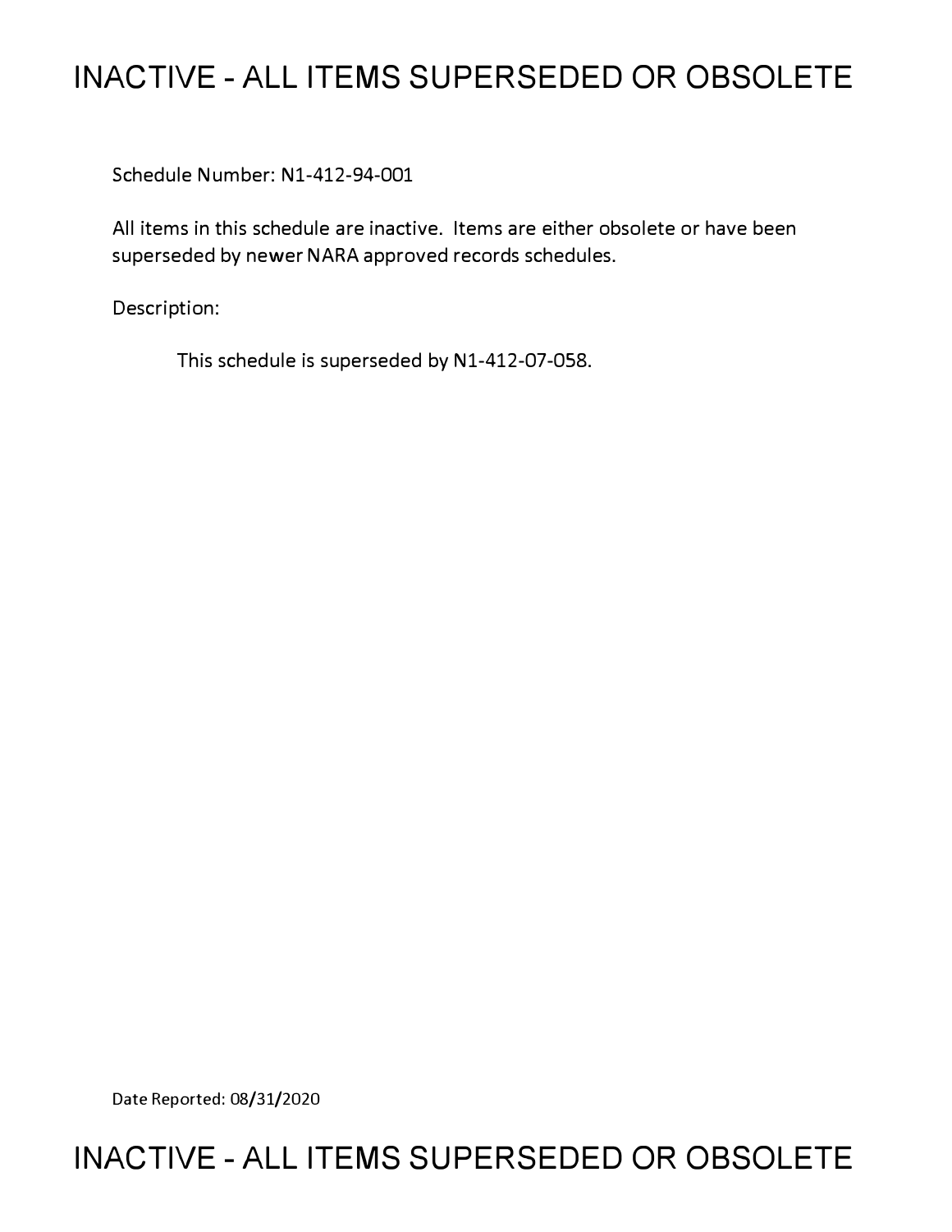# INACTIVE - ALL ITEMS SUPERSEDED OR OBSOLETE

Schedule Number: N1-412-94-001

All items in this schedule are inactive. Items are either obsolete or have been superseded by newer NARA approved records schedules.

Description:

This schedule is superseded by N1-412-07-058.

Date Reported: 08/31/2020

# INACTIVE - ALL ITEMS SUPERSEDED OR OBSOLETE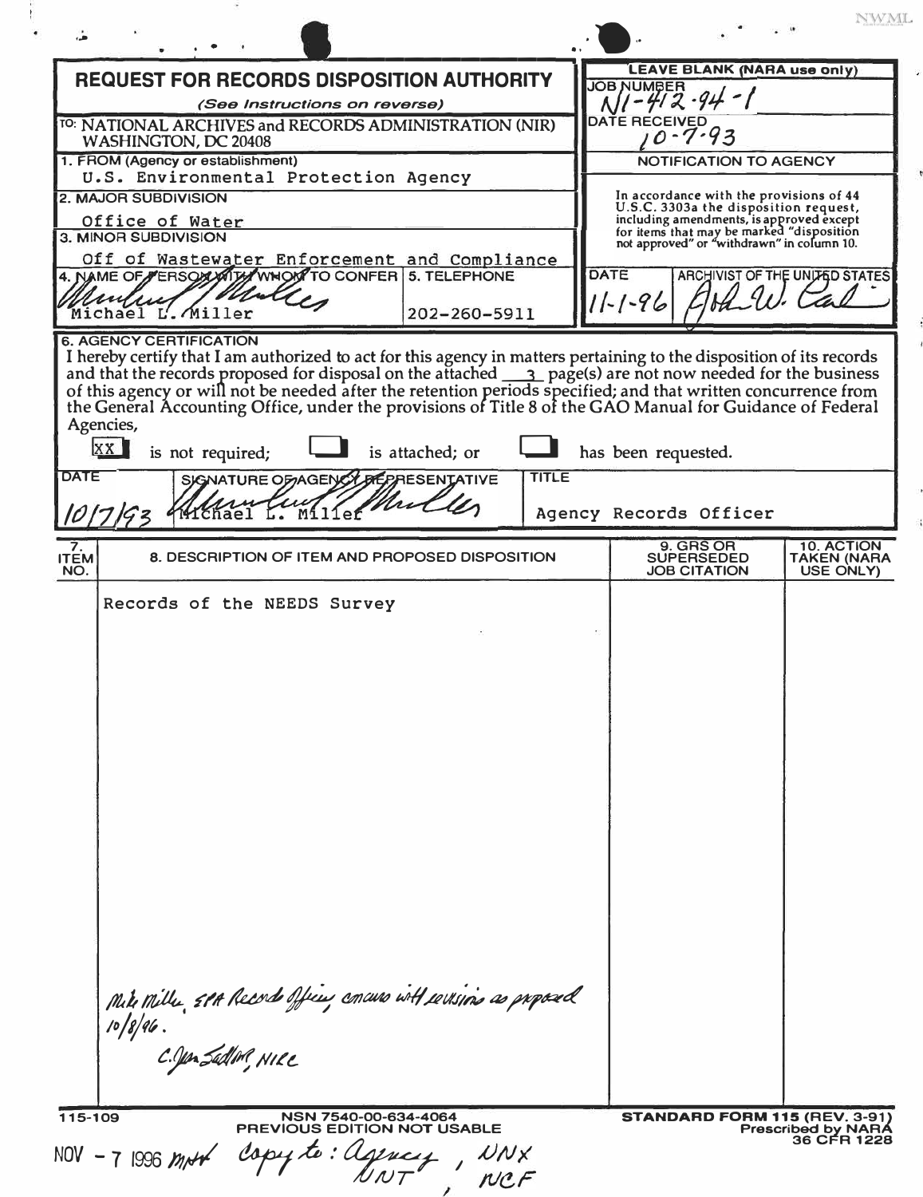# REQUEST FOR RECORDS DISPOSITION AUTHORITY

*(See Instructions on reverse)*

| | |
|---|---|
| TO: NATIONAL ARCHIVES and RECORDS ADMINISTRATION (NIR) WASHINGTON, DC 20408 | **LEAVE BLANK (NARA use only)** |
| | JOB NUMBER: N1-412-94-1 |
| | DATE RECEIVED: 10-7-93 |
| 1. FROM (Agency or establishment): U.S. Environmental Protection Agency | **NOTIFICATION TO AGENCY** |
| 2. MAJOR SUBDIVISION: Office of Water | In accordance with the provisions of 44 U.S.C. 3303a the disposition request, including amendments, is approved except for items that may be marked "disposition not approved" or "withdrawn" in column 10. |
| 3. MINOR SUBDIVISION: Off of Wastewater Enforcement and Compliance | |
| 4. NAME OF PERSON WITH WHOM TO CONFER: Michael L. Miller — 5. TELEPHONE: 202-260-5911 | DATE: 11-1-96 — ARCHIVIST OF THE UNITED STATES: John W. Carlin |

**6. AGENCY CERTIFICATION**

I hereby certify that I am authorized to act for this agency in matters pertaining to the disposition of its records and that the records proposed for disposal on the attached 3 page(s) are not now needed for the business of this agency or will not be needed after the retention periods specified; and that written concurrence from the General Accounting Office, under the provisions of Title 8 of the GAO Manual for Guidance of Federal Agencies,

[XX] is not required; [ ] is attached; or [ ] has been requested.

| DATE | SIGNATURE OF AGENCY REPRESENTATIVE | TITLE |
|---|---|---|
| 10/7/93 | Michael L. Miller | Agency Records Officer |

| 7. ITEM NO. | 8. DESCRIPTION OF ITEM AND PROPOSED DISPOSITION | 9. GRS OR SUPERSEDED JOB CITATION | 10. ACTION TAKEN (NARA USE ONLY) |
|---|---|---|---|
| | Records of the NEEDS Survey | | |

Mike Miller, EPA Records Officer, concurs with revisions as proposed 10/8/96.
C. Jon Sadler, NIRC

115-109 — NSN 7540-00-634-4064 — PREVIOUS EDITION NOT USABLE — STANDARD FORM 115 (REV. 3-91) Prescribed by NARA 36 CFR 1228

NOV - 7 1996 mnt Copy to: Agency, NNX, NNT, NCF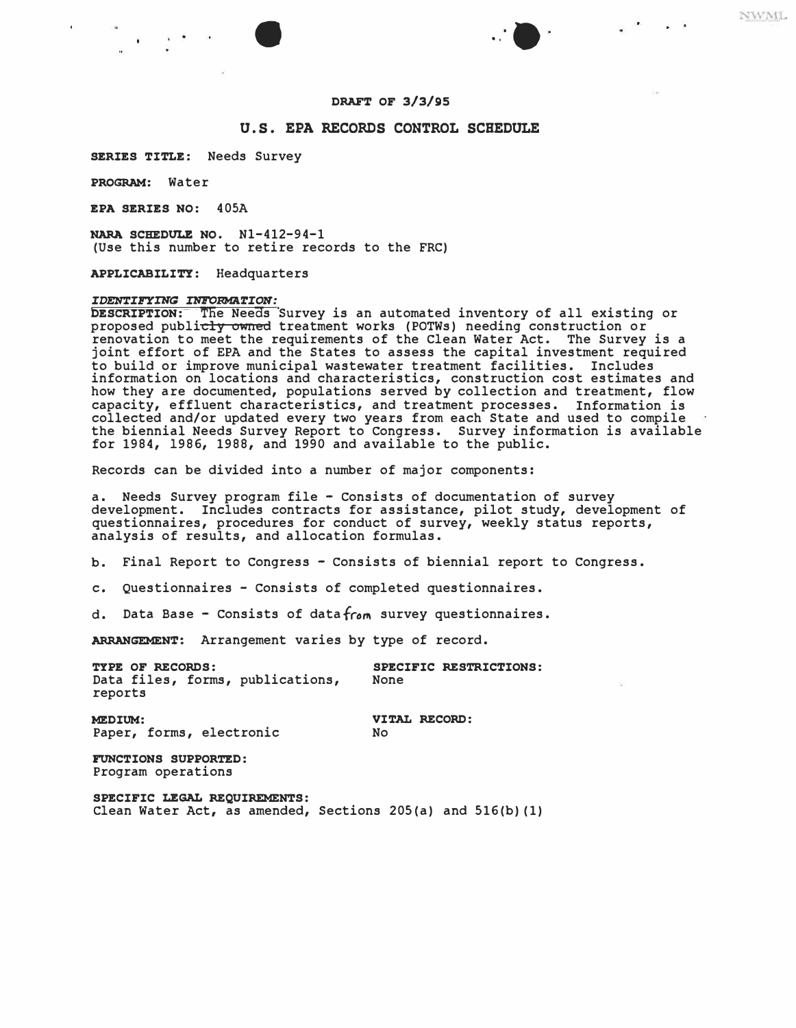**DRAFT OF 3/3/95**

## U.S. EPA RECORDS CONTROL SCHEDULE

**SERIES TITLE:** Needs Survey

**PROGRAM:** Water

**EPA SERIES NO:** 405A

**NARA SCHEDULE NO.** N1-412-94-1
(Use this number to retire records to the FRC)

**APPLICABILITY:** Headquarters

***IDENTIFYING INFORMATION:***

**DESCRIPTION:** The Needs Survey is an automated inventory of all existing or proposed public ~~ly owned~~ treatment works (POTWs) needing construction or renovation to meet the requirements of the Clean Water Act. The Survey is a joint effort of EPA and the States to assess the capital investment required to build or improve municipal wastewater treatment facilities. Includes information on locations and characteristics, construction cost estimates and how they are documented, populations served by collection and treatment, flow capacity, effluent characteristics, and treatment processes. Information is collected and/or updated every two years from each State and used to compile the biennial Needs Survey Report to Congress. Survey information is available for 1984, 1986, 1988, and 1990 and available to the public.

Records can be divided into a number of major components:

a. Needs Survey program file - Consists of documentation of survey development. Includes contracts for assistance, pilot study, development of questionnaires, procedures for conduct of survey, weekly status reports, analysis of results, and allocation formulas.

b. Final Report to Congress - Consists of biennial report to Congress.

c. Questionnaires - Consists of completed questionnaires.

d. Data Base - Consists of data from survey questionnaires.

**ARRANGEMENT:** Arrangement varies by type of record.

**TYPE OF RECORDS:**
Data files, forms, publications, reports

**SPECIFIC RESTRICTIONS:**
None

**MEDIUM:**
Paper, forms, electronic

**VITAL RECORD:**
No

**FUNCTIONS SUPPORTED:**
Program operations

**SPECIFIC LEGAL REQUIREMENTS:**
Clean Water Act, as amended, Sections 205(a) and 516(b)(1)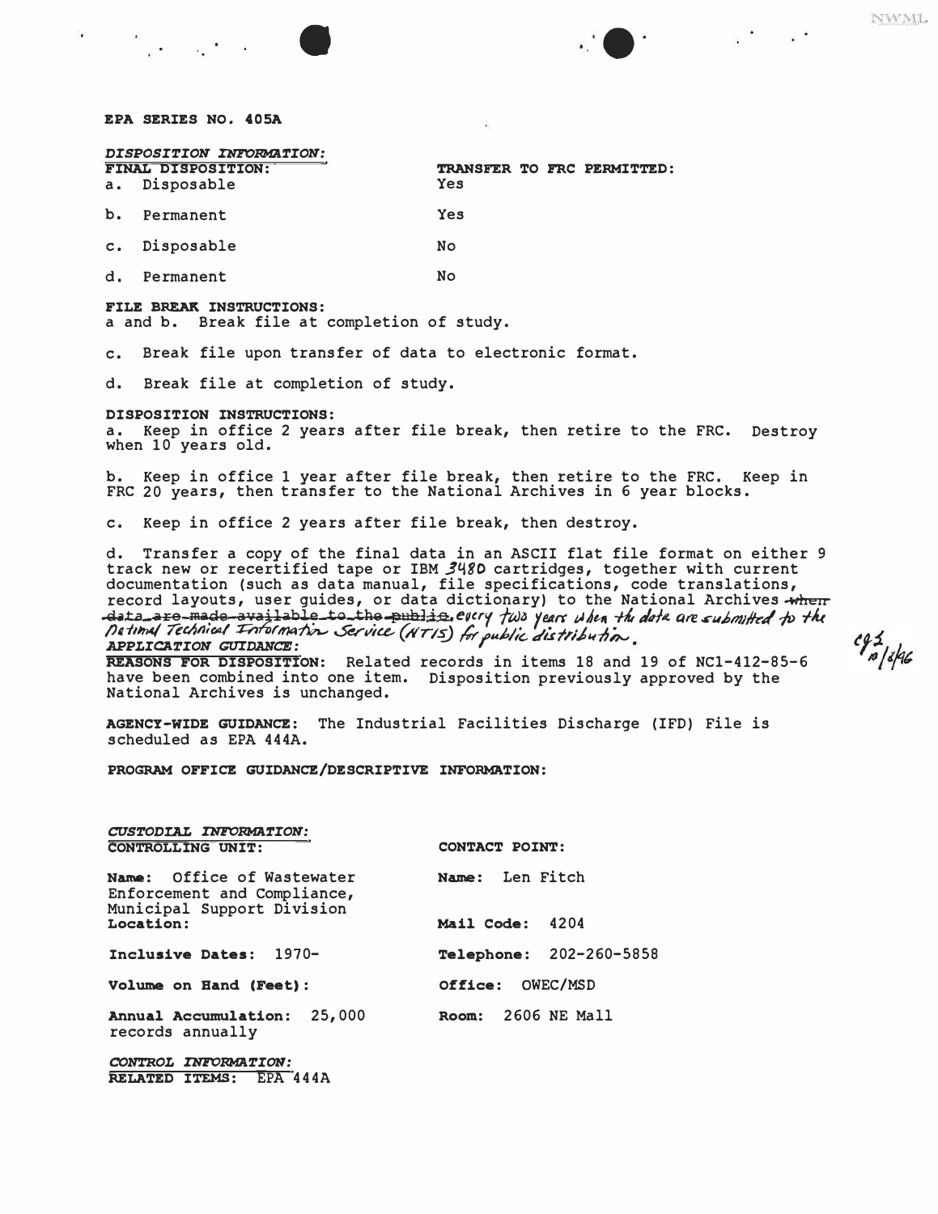**EPA SERIES NO. 405A**

*DISPOSITION INFORMATION:*

| FINAL DISPOSITION: | TRANSFER TO FRC PERMITTED: |
|---|---|
| a. Disposable | Yes |
| b. Permanent | Yes |
| c. Disposable | No |
| d. Permanent | No |

**FILE BREAK INSTRUCTIONS:**
a and b. Break file at completion of study.

c. Break file upon transfer of data to electronic format.

d. Break file at completion of study.

**DISPOSITION INSTRUCTIONS:**
a. Keep in office 2 years after file break, then retire to the FRC. Destroy when 10 years old.

b. Keep in office 1 year after file break, then retire to the FRC. Keep in FRC 20 years, then transfer to the National Archives in 6 year blocks.

c. Keep in office 2 years after file break, then destroy.

d. Transfer a copy of the final data in an ASCII flat file format on either 9 track new or recertified tape or IBM 3480 cartridges, together with current documentation (such as data manual, file specifications, code translations, record layouts, user guides, or data dictionary) to the National Archives ~~when data are made available to the public.~~ every two years when the data are submitted to the National Technical Information Service (NTIS) for public distribution.

cgs 10/8/96

*APPLICATION GUIDANCE:*

**REASONS FOR DISPOSITION:** Related records in items 18 and 19 of NC1-412-85-6 have been combined into one item. Disposition previously approved by the National Archives is unchanged.

**AGENCY-WIDE GUIDANCE:** The Industrial Facilities Discharge (IFD) File is scheduled as EPA 444A.

**PROGRAM OFFICE GUIDANCE/DESCRIPTIVE INFORMATION:**

*CUSTODIAL INFORMATION:*

| CONTROLLING UNIT: | CONTACT POINT: |
|---|---|
| **Name:** Office of Wastewater Enforcement and Compliance, Municipal Support Division | **Name:** Len Fitch |
| **Location:** | **Mail Code:** 4204 |
| **Inclusive Dates:** 1970- | **Telephone:** 202-260-5858 |
| **Volume on Hand (Feet):** | **Office:** OWEC/MSD |
| **Annual Accumulation:** 25,000 records annually | **Room:** 2606 NE Mall |

*CONTROL INFORMATION:*

**RELATED ITEMS:** EPA 444A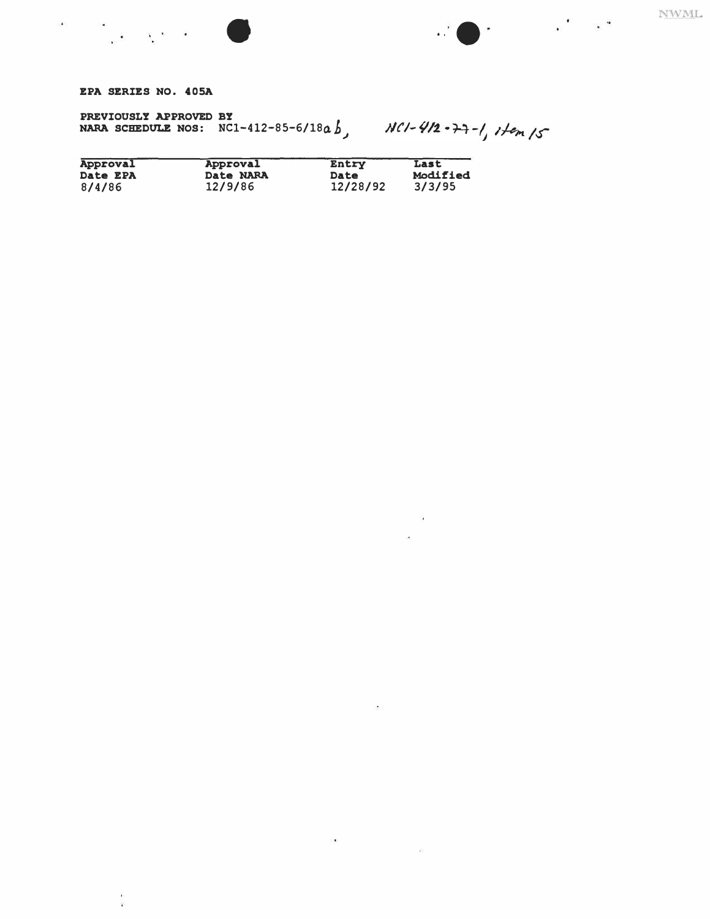**EPA SERIES NO. 405A**

**PREVIOUSLY APPROVED BY**
**NARA SCHEDULE NOS:** NC1-412-85-6/18a b, NC1-412-77-1, item 15

| Approval Date EPA | Approval Date NARA | Entry Date | Last Modified |
|---|---|---|---|
| 8/4/86 | 12/9/86 | 12/28/92 | 3/3/95 |